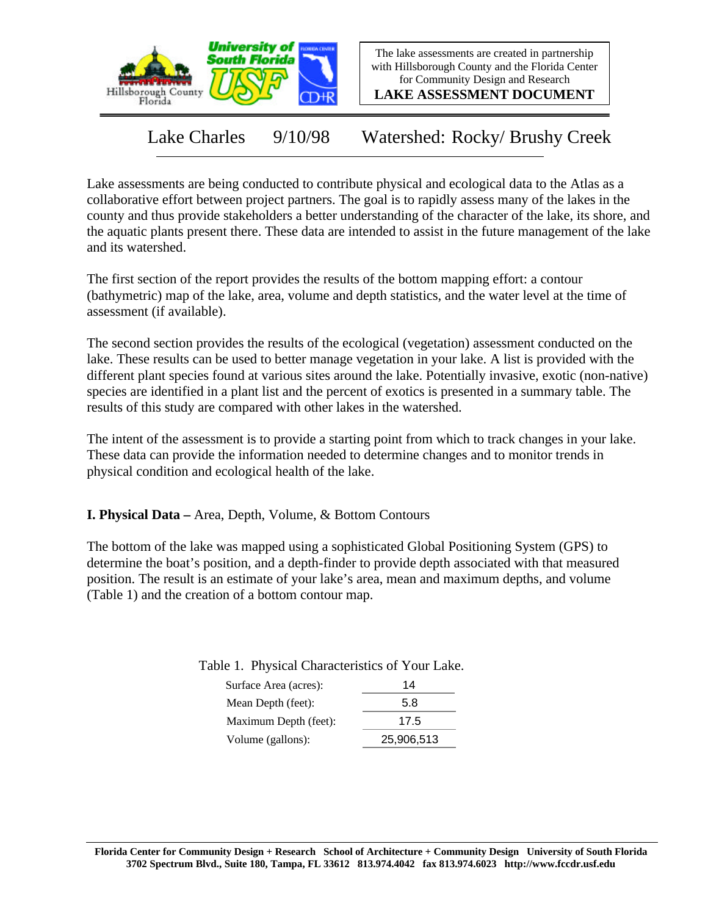The lake assessments are created in partnership with Hillsborough County and the Florida Center for Community Design and Research

**LAKE ASSESSMENT DOCUMENT**

# Lake Charles 9/10/98 Watershed: Rocky/ Brushy Creek

Lake assessments are being conducted to contribute physical and ecological data to the Atlas as a collaborative effort between project partners. The goal is to rapidly assess many of the lakes in the county and thus provide stakeholders a better understanding of the character of the lake, its shore, and the aquatic plants present there. These data are intended to assist in the future management of the lake and its watershed.

The first section of the report provides the results of the bottom mapping effort: a contour (bathymetric) map of the lake, area, volume and depth statistics, and the water level at the time of assessment (if available).

The second section provides the results of the ecological (vegetation) assessment conducted on the lake. These results can be used to better manage vegetation in your lake. A list is provided with the different plant species found at various sites around the lake. Potentially invasive, exotic (non-native) species are identified in a plant list and the percent of exotics is presented in a summary table. The results of this study are compared with other lakes in the watershed.

The intent of the assessment is to provide a starting point from which to track changes in your lake. These data can provide the information needed to determine changes and to monitor trends in physical condition and ecological health of the lake.

## I. Physical Data – Area, Depth, Volume, & Bottom Contours

The bottom of the lake was mapped using a sophisticated Global Positioning System (GPS) to determine the boat's position, and a depth-finder to provide depth associated with that measured position. The result is an estimate of your lake's area, mean and maximum depths, and volume (Table 1) and the creation of a bottom contour map.

Table 1. Physical Characteristics of Your Lake.

| | |
|---|---|
| Surface Area (acres): | 14 |
| Mean Depth (feet): | 5.8 |
| Maximum Depth (feet): | 17.5 |
| Volume (gallons): | 25,906,513 |

**Florida Center for Community Design + Research School of Architecture + Community Design University of South Florida 3702 Spectrum Blvd., Suite 180, Tampa, FL 33612 813.974.4042 fax 813.974.6023 http://www.fccdr.usf.edu**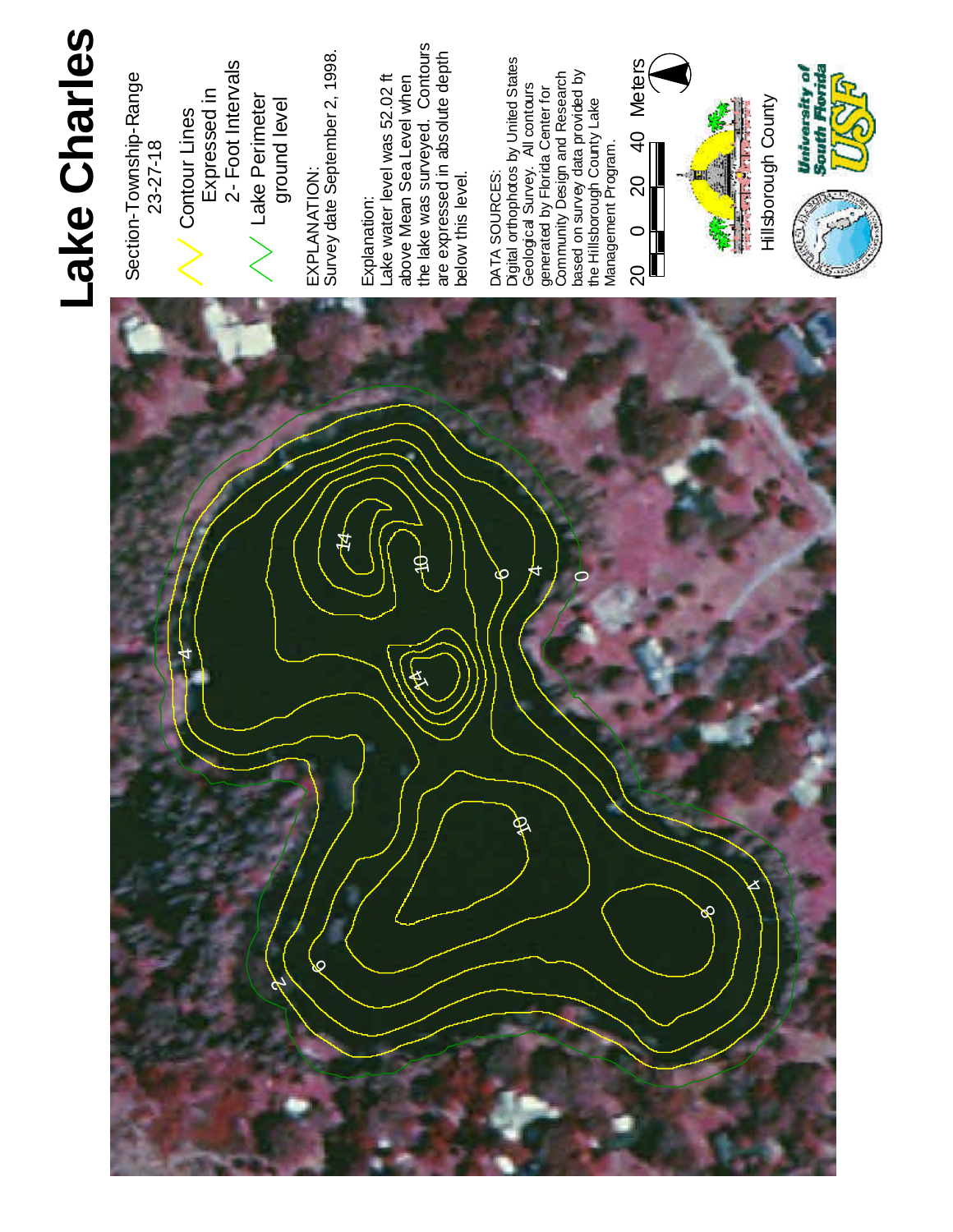# Lake Charles

Section-Township-Range
23-27-18

Contour Lines
Expressed in
2- Foot Intervals

Lake Perimeter
ground level

EXPLANATION:
Survey date September 2, 1998.

Explanation:
Lake water level was 52.02 ft above Mean Sea Level when the lake was surveyed. Contours are expressed in absolute depth below this level.

DATA SOURCES:
Digital orthophotos by United States Geological Survey. All contours generated by Florida Center for Community Design and Research based on survey data provided by the Hillsborough County Lake Management Program.

20 0 20 40 Meters

Hillsborough County

University of South Florida USF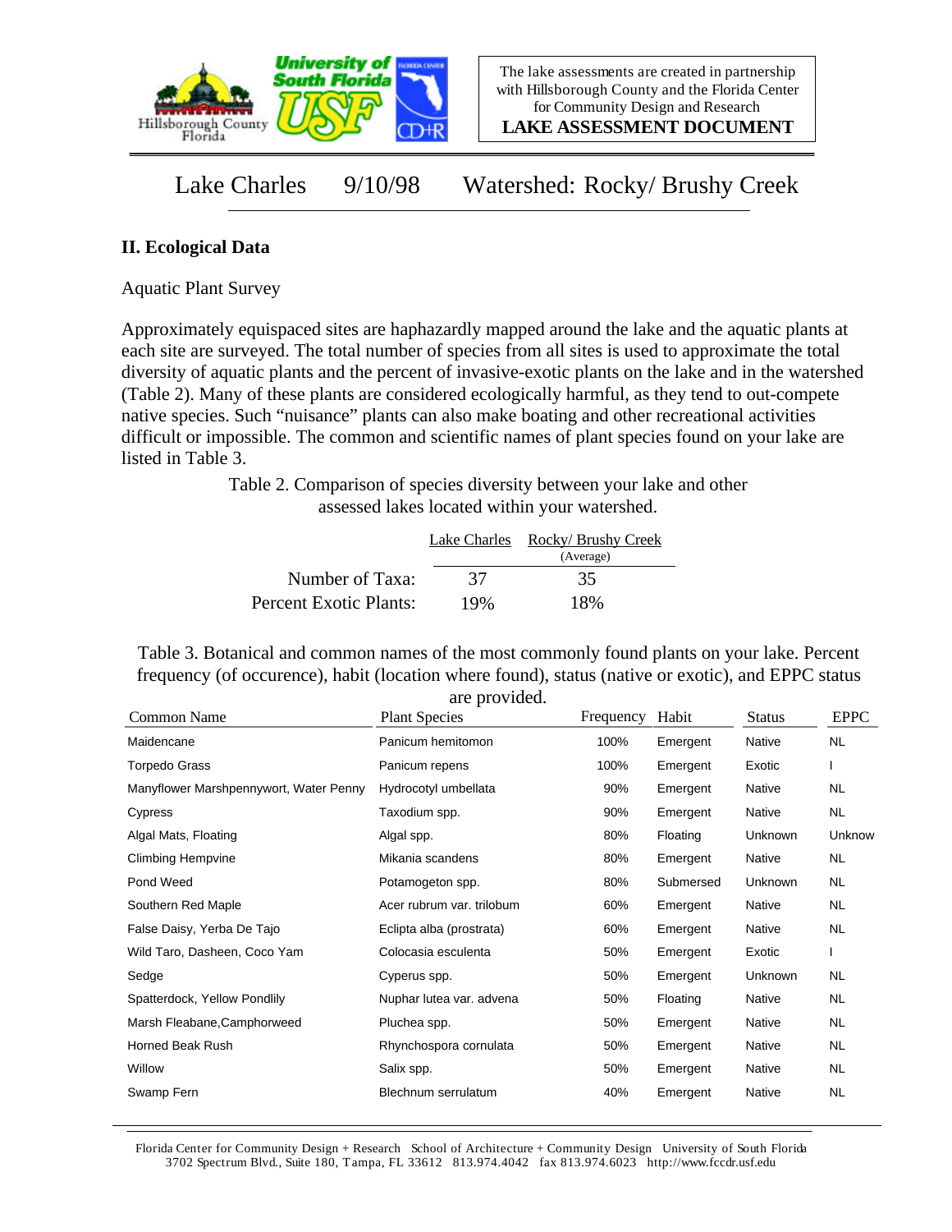The lake assessments are created in partnership with Hillsborough County and the Florida Center for Community Design and Research

**LAKE ASSESSMENT DOCUMENT**

# Lake Charles 9/10/98 Watershed: Rocky/ Brushy Creek

## II. Ecological Data

Aquatic Plant Survey

Approximately equispaced sites are haphazardly mapped around the lake and the aquatic plants at each site are surveyed. The total number of species from all sites is used to approximate the total diversity of aquatic plants and the percent of invasive-exotic plants on the lake and in the watershed (Table 2). Many of these plants are considered ecologically harmful, as they tend to out-compete native species. Such "nuisance" plants can also make boating and other recreational activities difficult or impossible. The common and scientific names of plant species found on your lake are listed in Table 3.

Table 2. Comparison of species diversity between your lake and other assessed lakes located within your watershed.

| | Lake Charles | Rocky/ Brushy Creek (Average) |
|---|---|---|
| Number of Taxa: | 37 | 35 |
| Percent Exotic Plants: | 19% | 18% |

Table 3. Botanical and common names of the most commonly found plants on your lake. Percent frequency (of occurence), habit (location where found), status (native or exotic), and EPPC status are provided.

| Common Name | Plant Species | Frequency | Habit | Status | EPPC |
|---|---|---|---|---|---|
| Maidencane | Panicum hemitomon | 100% | Emergent | Native | NL |
| Torpedo Grass | Panicum repens | 100% | Emergent | Exotic | I |
| Manyflower Marshpennywort, Water Penny | Hydrocotyl umbellata | 90% | Emergent | Native | NL |
| Cypress | Taxodium spp. | 90% | Emergent | Native | NL |
| Algal Mats, Floating | Algal spp. | 80% | Floating | Unknown | Unknow |
| Climbing Hempvine | Mikania scandens | 80% | Emergent | Native | NL |
| Pond Weed | Potamogeton spp. | 80% | Submersed | Unknown | NL |
| Southern Red Maple | Acer rubrum var. trilobum | 60% | Emergent | Native | NL |
| False Daisy, Yerba De Tajo | Eclipta alba (prostrata) | 60% | Emergent | Native | NL |
| Wild Taro, Dasheen, Coco Yam | Colocasia esculenta | 50% | Emergent | Exotic | I |
| Sedge | Cyperus spp. | 50% | Emergent | Unknown | NL |
| Spatterdock, Yellow Pondlily | Nuphar lutea var. advena | 50% | Floating | Native | NL |
| Marsh Fleabane,Camphorweed | Pluchea spp. | 50% | Emergent | Native | NL |
| Horned Beak Rush | Rhynchospora cornulata | 50% | Emergent | Native | NL |
| Willow | Salix spp. | 50% | Emergent | Native | NL |
| Swamp Fern | Blechnum serrulatum | 40% | Emergent | Native | NL |

Florida Center for Community Design + Research School of Architecture + Community Design University of South Florida
3702 Spectrum Blvd., Suite 180, Tampa, FL 33612 813.974.4042 fax 813.974.6023 http://www.fccdr.usf.edu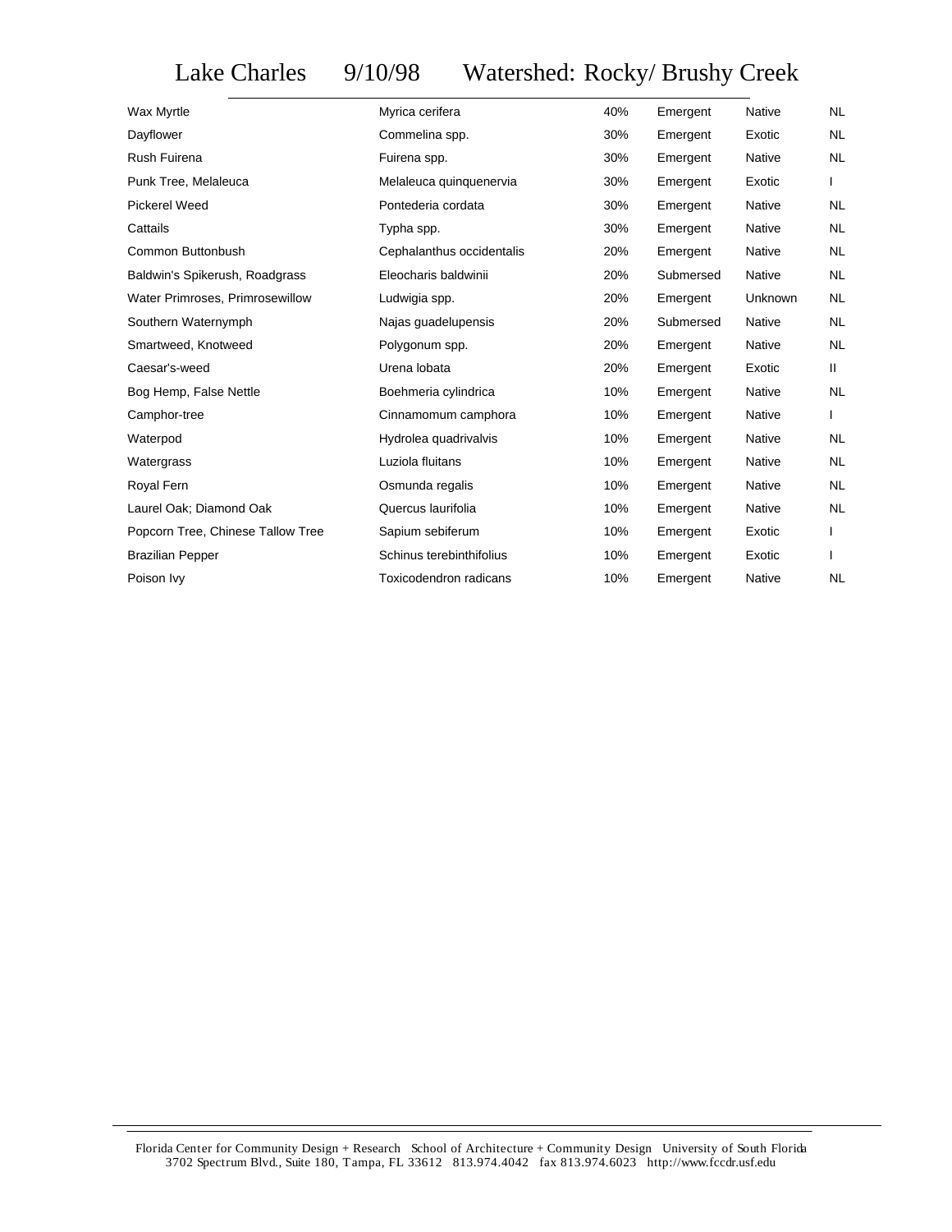# Lake Charles 9/10/98 Watershed: Rocky/ Brushy Creek

| | | | | | |
|---|---|---|---|---|---|
| Wax Myrtle | Myrica cerifera | 40% | Emergent | Native | NL |
| Dayflower | Commelina spp. | 30% | Emergent | Exotic | NL |
| Rush Fuirena | Fuirena spp. | 30% | Emergent | Native | NL |
| Punk Tree, Melaleuca | Melaleuca quinquenervia | 30% | Emergent | Exotic | I |
| Pickerel Weed | Pontederia cordata | 30% | Emergent | Native | NL |
| Cattails | Typha spp. | 30% | Emergent | Native | NL |
| Common Buttonbush | Cephalanthus occidentalis | 20% | Emergent | Native | NL |
| Baldwin's Spikerush, Roadgrass | Eleocharis baldwinii | 20% | Submersed | Native | NL |
| Water Primroses, Primrosewillow | Ludwigia spp. | 20% | Emergent | Unknown | NL |
| Southern Waternymph | Najas guadelupensis | 20% | Submersed | Native | NL |
| Smartweed, Knotweed | Polygonum spp. | 20% | Emergent | Native | NL |
| Caesar's-weed | Urena lobata | 20% | Emergent | Exotic | II |
| Bog Hemp, False Nettle | Boehmeria cylindrica | 10% | Emergent | Native | NL |
| Camphor-tree | Cinnamomum camphora | 10% | Emergent | Native | I |
| Waterpod | Hydrolea quadrivalvis | 10% | Emergent | Native | NL |
| Watergrass | Luziola fluitans | 10% | Emergent | Native | NL |
| Royal Fern | Osmunda regalis | 10% | Emergent | Native | NL |
| Laurel Oak; Diamond Oak | Quercus laurifolia | 10% | Emergent | Native | NL |
| Popcorn Tree, Chinese Tallow Tree | Sapium sebiferum | 10% | Emergent | Exotic | I |
| Brazilian Pepper | Schinus terebinthifolius | 10% | Emergent | Exotic | I |
| Poison Ivy | Toxicodendron radicans | 10% | Emergent | Native | NL |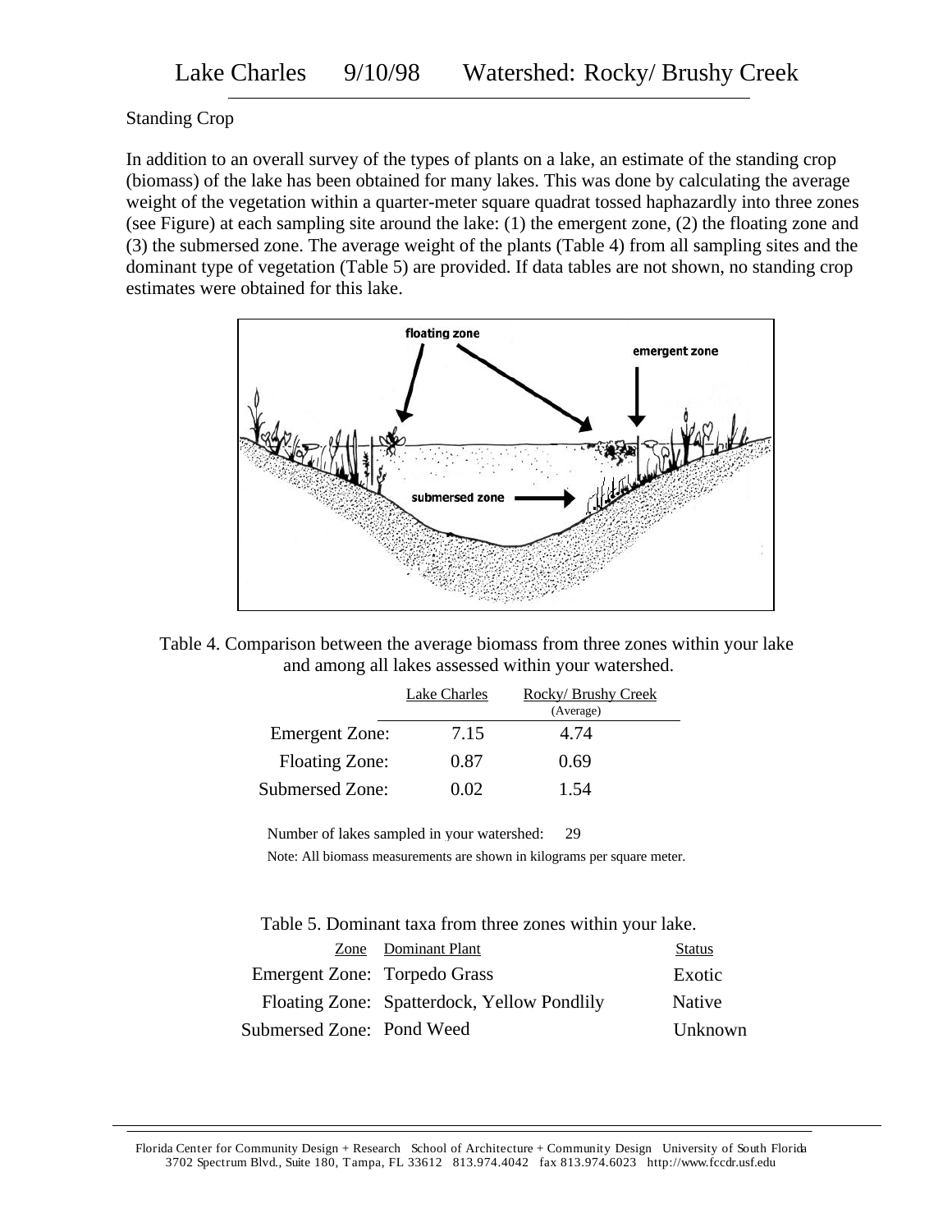# Lake Charles 9/10/98 Watershed: Rocky/ Brushy Creek

Standing Crop

In addition to an overall survey of the types of plants on a lake, an estimate of the standing crop (biomass) of the lake has been obtained for many lakes. This was done by calculating the average weight of the vegetation within a quarter-meter square quadrat tossed haphazardly into three zones (see Figure) at each sampling site around the lake: (1) the emergent zone, (2) the floating zone and (3) the submersed zone. The average weight of the plants (Table 4) from all sampling sites and the dominant type of vegetation (Table 5) are provided. If data tables are not shown, no standing crop estimates were obtained for this lake.

floating zone
emergent zone
submersed zone

Table 4. Comparison between the average biomass from three zones within your lake and among all lakes assessed within your watershed.

| | Lake Charles | Rocky/ Brushy Creek (Average) |
|---|---|---|
| Emergent Zone: | 7.15 | 4.74 |
| Floating Zone: | 0.87 | 0.69 |
| Submersed Zone: | 0.02 | 1.54 |

Number of lakes sampled in your watershed: 29

Note: All biomass measurements are shown in kilograms per square meter.

Table 5. Dominant taxa from three zones within your lake.

| Zone | Dominant Plant | Status |
|---|---|---|
| Emergent Zone: | Torpedo Grass | Exotic |
| Floating Zone: | Spatterdock, Yellow Pondlily | Native |
| Submersed Zone: | Pond Weed | Unknown |